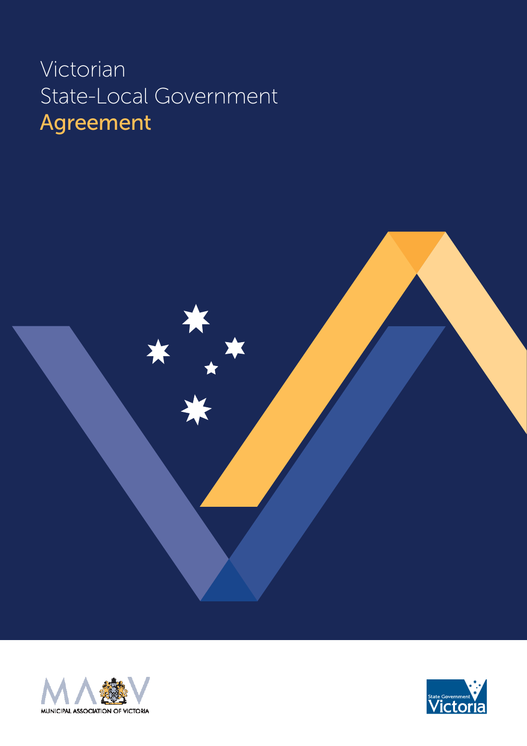# Victorian State-Local Government Agreement

MUNICIPAL ASSOCIATION OF VICTORIA

State Government Victoria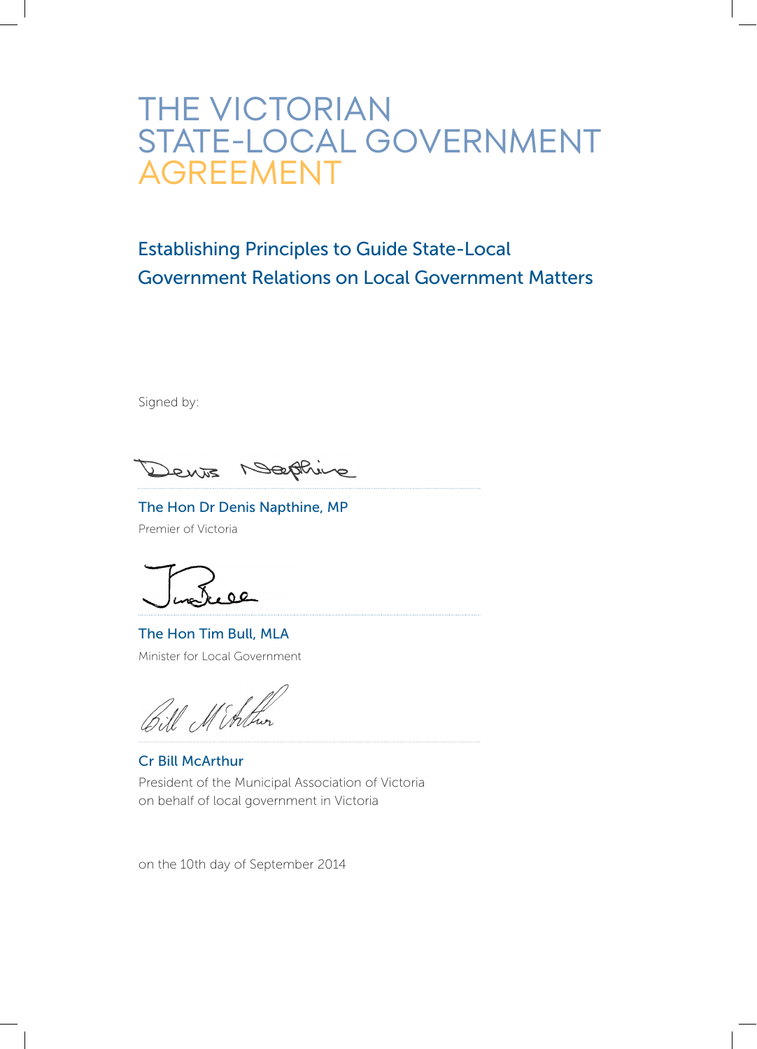# THE VICTORIAN STATE-LOCAL GOVERNMENT AGREEMENT

## Establishing Principles to Guide State-Local Government Relations on Local Government Matters

Signed by:

**The Hon Dr Denis Napthine, MP**
Premier of Victoria

**The Hon Tim Bull, MLA**
Minister for Local Government

**Cr Bill McArthur**
President of the Municipal Association of Victoria
on behalf of local government in Victoria

on the 10th day of September 2014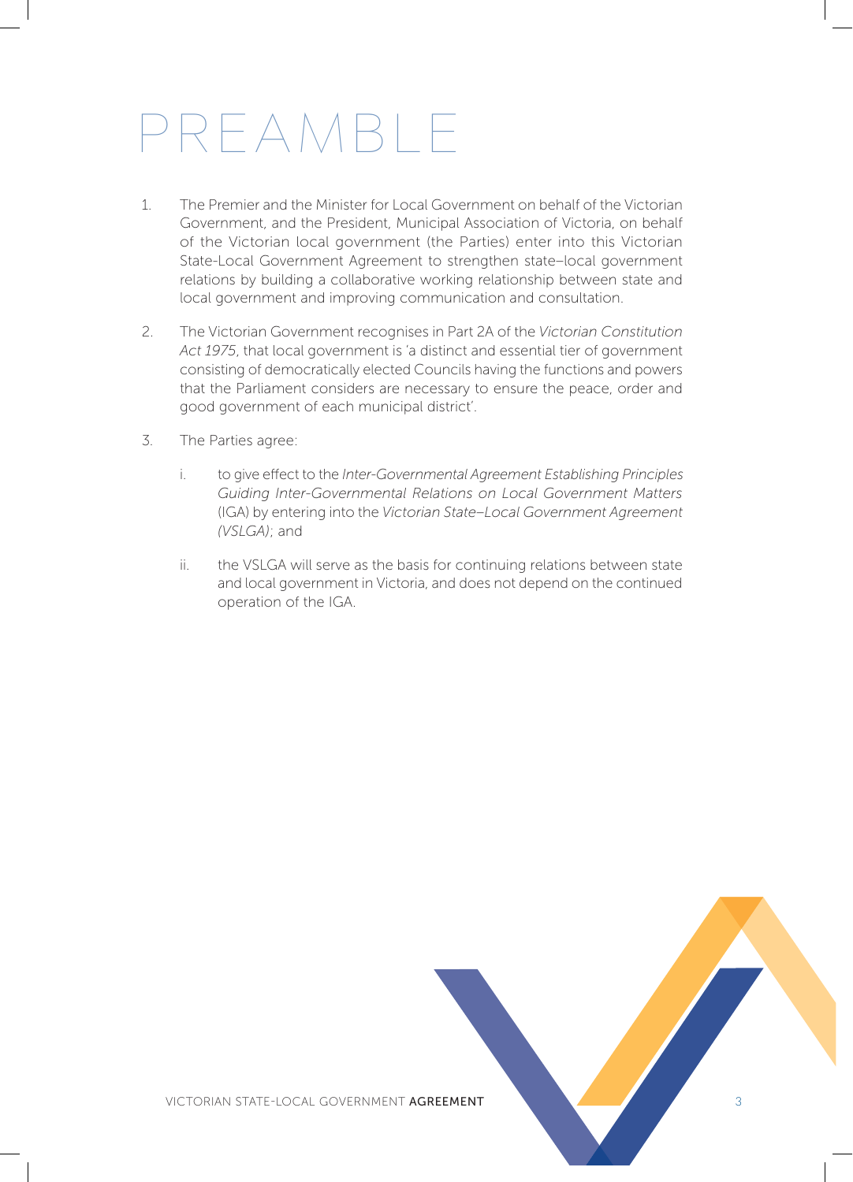# PREAMBLE

1. The Premier and the Minister for Local Government on behalf of the Victorian Government, and the President, Municipal Association of Victoria, on behalf of the Victorian local government (the Parties) enter into this Victorian State-Local Government Agreement to strengthen state–local government relations by building a collaborative working relationship between state and local government and improving communication and consultation.

2. The Victorian Government recognises in Part 2A of the *Victorian Constitution Act 1975*, that local government is 'a distinct and essential tier of government consisting of democratically elected Councils having the functions and powers that the Parliament considers are necessary to ensure the peace, order and good government of each municipal district'.

3. The Parties agree:

   i. to give effect to the *Inter-Governmental Agreement Establishing Principles Guiding Inter-Governmental Relations on Local Government Matters* (IGA) by entering into the *Victorian State–Local Government Agreement (VSLGA)*; and

   ii. the VSLGA will serve as the basis for continuing relations between state and local government in Victoria, and does not depend on the continued operation of the IGA.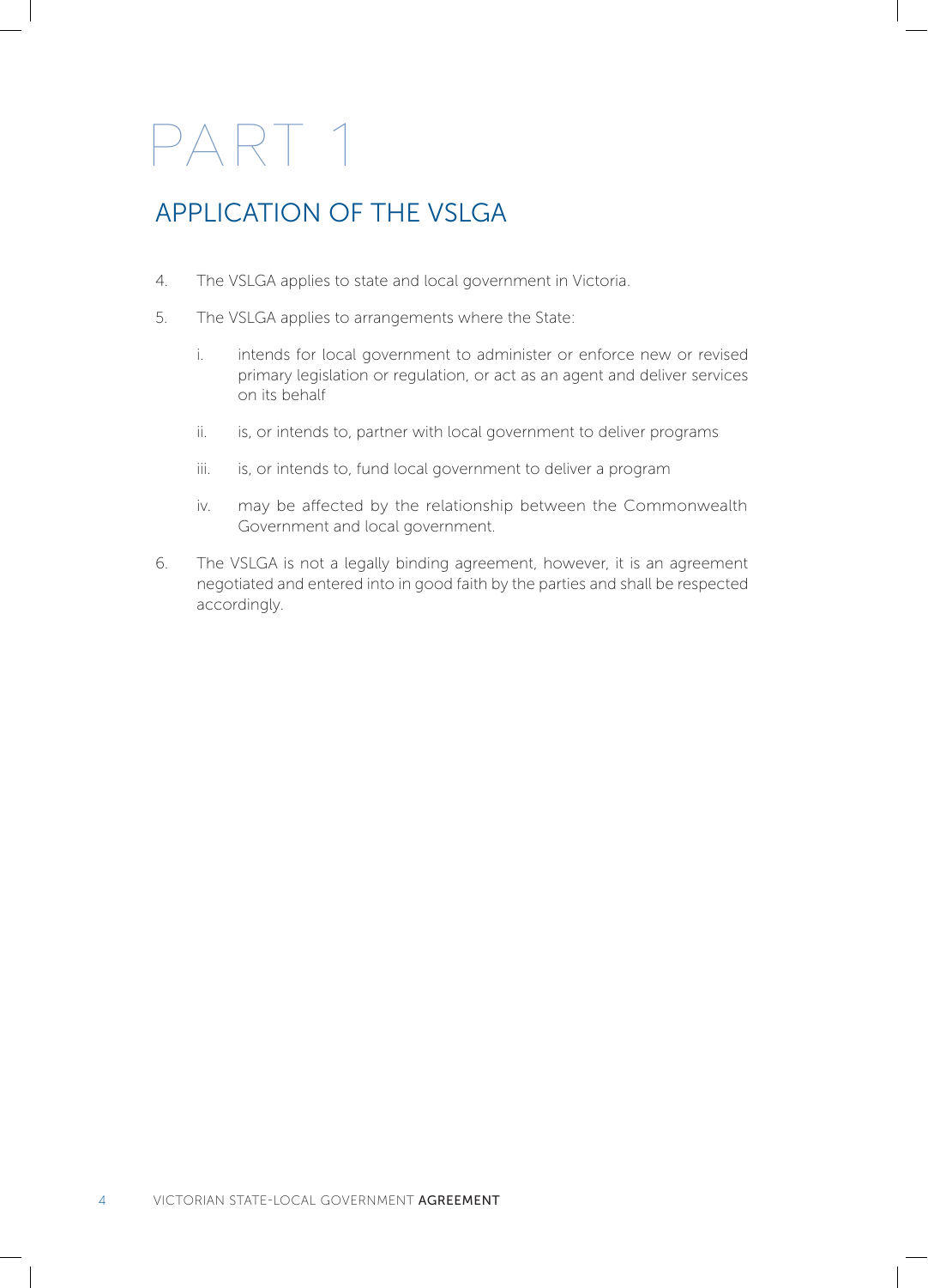# PART 1

## APPLICATION OF THE VSLGA

4. The VSLGA applies to state and local government in Victoria.

5. The VSLGA applies to arrangements where the State:

    i. intends for local government to administer or enforce new or revised primary legislation or regulation, or act as an agent and deliver services on its behalf

    ii. is, or intends to, partner with local government to deliver programs

    iii. is, or intends to, fund local government to deliver a program

    iv. may be affected by the relationship between the Commonwealth Government and local government.

6. The VSLGA is not a legally binding agreement, however, it is an agreement negotiated and entered into in good faith by the parties and shall be respected accordingly.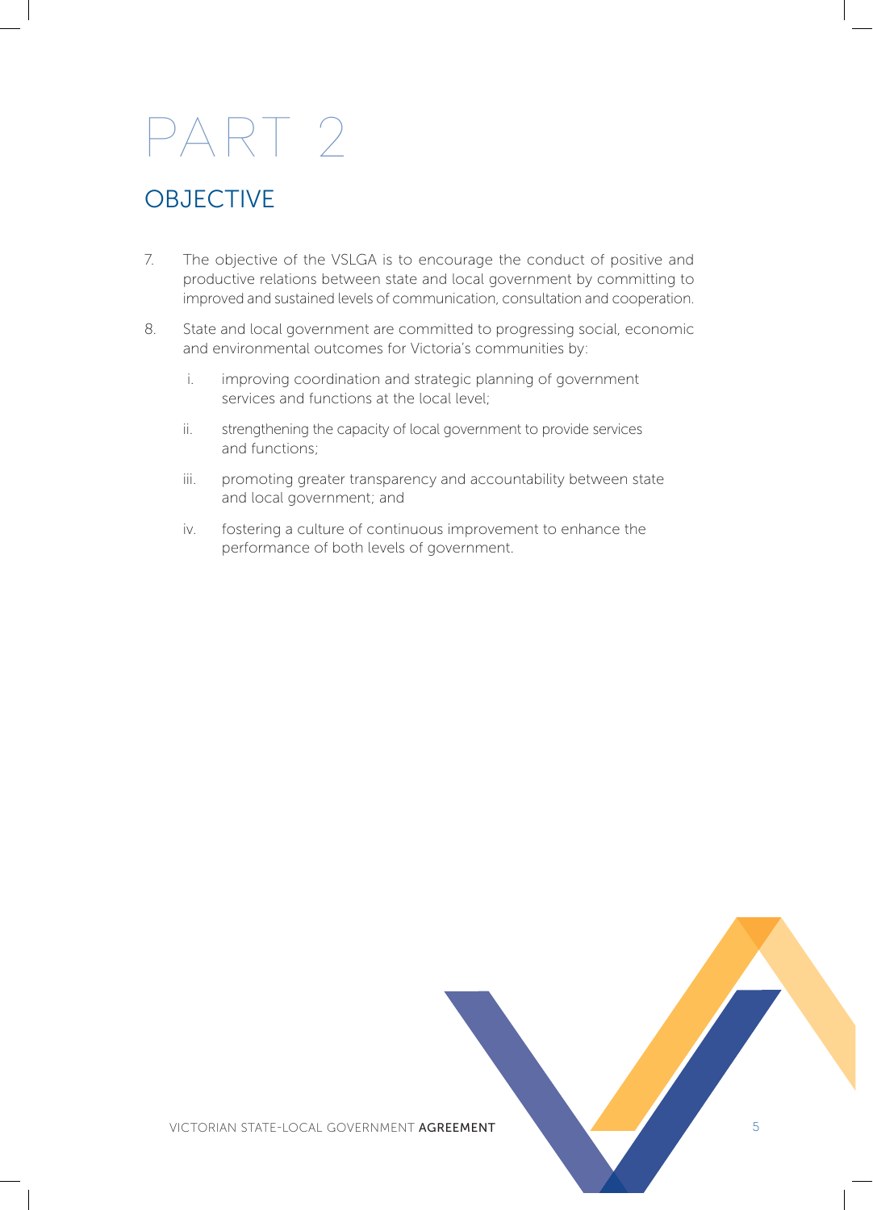# PART 2

## OBJECTIVE

7. The objective of the VSLGA is to encourage the conduct of positive and productive relations between state and local government by committing to improved and sustained levels of communication, consultation and cooperation.

8. State and local government are committed to progressing social, economic and environmental outcomes for Victoria's communities by:

   i. improving coordination and strategic planning of government services and functions at the local level;

   ii. strengthening the capacity of local government to provide services and functions;

   iii. promoting greater transparency and accountability between state and local government; and

   iv. fostering a culture of continuous improvement to enhance the performance of both levels of government.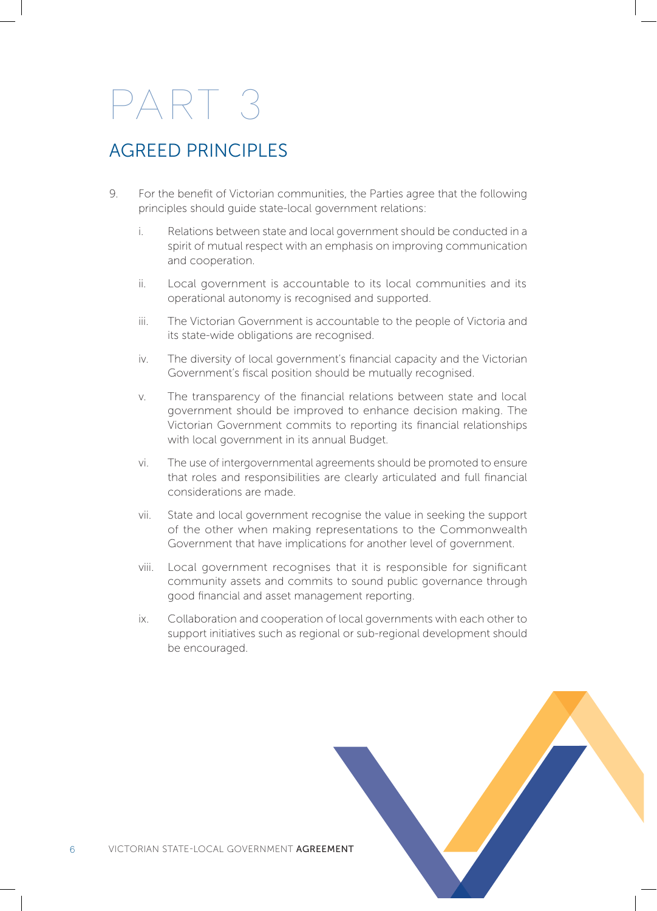# PART 3

## AGREED PRINCIPLES

9. For the benefit of Victorian communities, the Parties agree that the following principles should guide state-local government relations:

   i. Relations between state and local government should be conducted in a spirit of mutual respect with an emphasis on improving communication and cooperation.

   ii. Local government is accountable to its local communities and its operational autonomy is recognised and supported.

   iii. The Victorian Government is accountable to the people of Victoria and its state-wide obligations are recognised.

   iv. The diversity of local government's financial capacity and the Victorian Government's fiscal position should be mutually recognised.

   v. The transparency of the financial relations between state and local government should be improved to enhance decision making. The Victorian Government commits to reporting its financial relationships with local government in its annual Budget.

   vi. The use of intergovernmental agreements should be promoted to ensure that roles and responsibilities are clearly articulated and full financial considerations are made.

   vii. State and local government recognise the value in seeking the support of the other when making representations to the Commonwealth Government that have implications for another level of government.

   viii. Local government recognises that it is responsible for significant community assets and commits to sound public governance through good financial and asset management reporting.

   ix. Collaboration and cooperation of local governments with each other to support initiatives such as regional or sub-regional development should be encouraged.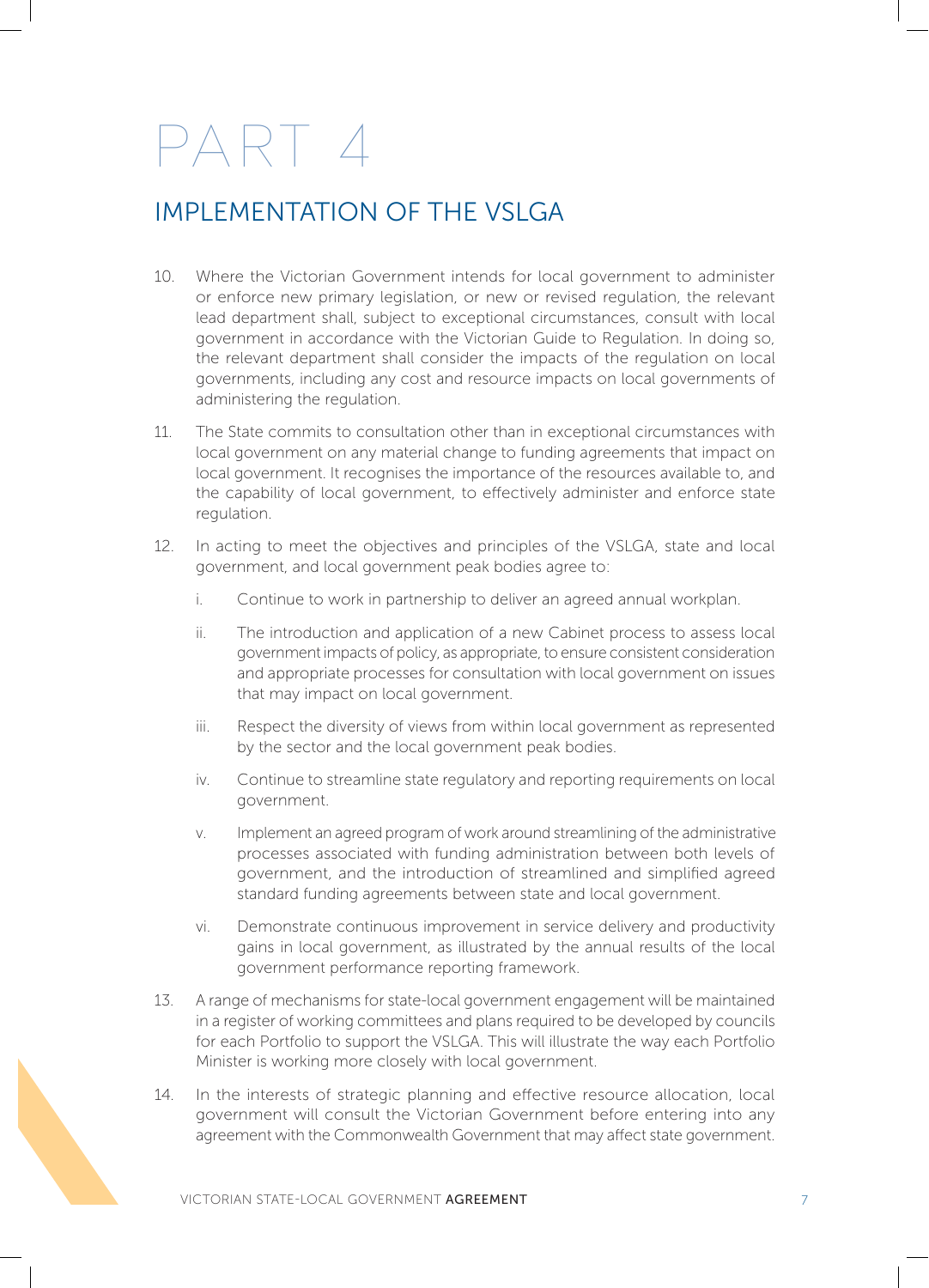# PART 4

## IMPLEMENTATION OF THE VSLGA

10. Where the Victorian Government intends for local government to administer or enforce new primary legislation, or new or revised regulation, the relevant lead department shall, subject to exceptional circumstances, consult with local government in accordance with the Victorian Guide to Regulation. In doing so, the relevant department shall consider the impacts of the regulation on local governments, including any cost and resource impacts on local governments of administering the regulation.

11. The State commits to consultation other than in exceptional circumstances with local government on any material change to funding agreements that impact on local government. It recognises the importance of the resources available to, and the capability of local government, to effectively administer and enforce state regulation.

12. In acting to meet the objectives and principles of the VSLGA, state and local government, and local government peak bodies agree to:

    i. Continue to work in partnership to deliver an agreed annual workplan.

    ii. The introduction and application of a new Cabinet process to assess local government impacts of policy, as appropriate, to ensure consistent consideration and appropriate processes for consultation with local government on issues that may impact on local government.

    iii. Respect the diversity of views from within local government as represented by the sector and the local government peak bodies.

    iv. Continue to streamline state regulatory and reporting requirements on local government.

    v. Implement an agreed program of work around streamlining of the administrative processes associated with funding administration between both levels of government, and the introduction of streamlined and simplified agreed standard funding agreements between state and local government.

    vi. Demonstrate continuous improvement in service delivery and productivity gains in local government, as illustrated by the annual results of the local government performance reporting framework.

13. A range of mechanisms for state-local government engagement will be maintained in a register of working committees and plans required to be developed by councils for each Portfolio to support the VSLGA. This will illustrate the way each Portfolio Minister is working more closely with local government.

14. In the interests of strategic planning and effective resource allocation, local government will consult the Victorian Government before entering into any agreement with the Commonwealth Government that may affect state government.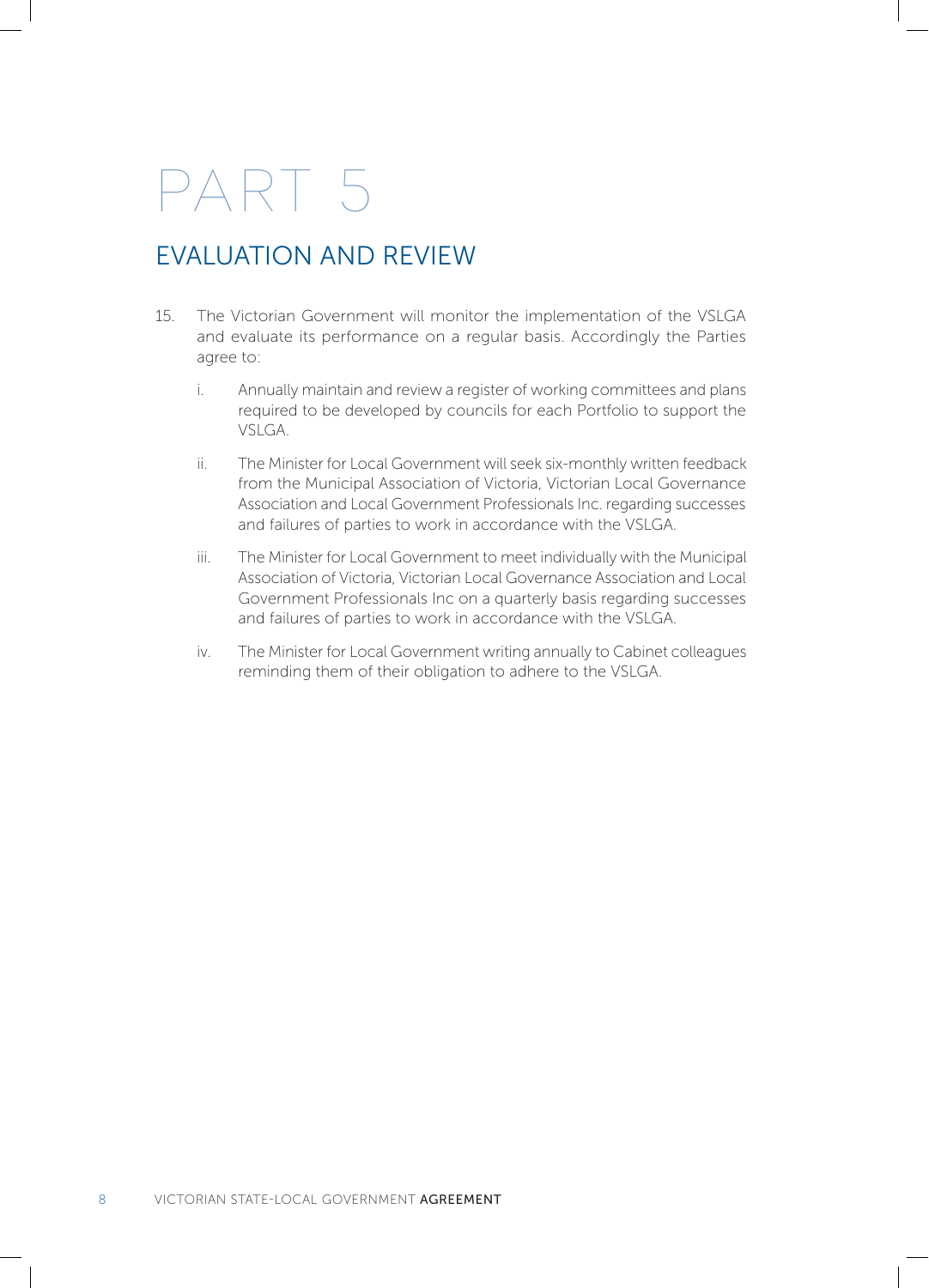# PART 5

## EVALUATION AND REVIEW

15. The Victorian Government will monitor the implementation of the VSLGA and evaluate its performance on a regular basis. Accordingly the Parties agree to:

    i. Annually maintain and review a register of working committees and plans required to be developed by councils for each Portfolio to support the VSLGA.

    ii. The Minister for Local Government will seek six-monthly written feedback from the Municipal Association of Victoria, Victorian Local Governance Association and Local Government Professionals Inc. regarding successes and failures of parties to work in accordance with the VSLGA.

    iii. The Minister for Local Government to meet individually with the Municipal Association of Victoria, Victorian Local Governance Association and Local Government Professionals Inc on a quarterly basis regarding successes and failures of parties to work in accordance with the VSLGA.

    iv. The Minister for Local Government writing annually to Cabinet colleagues reminding them of their obligation to adhere to the VSLGA.